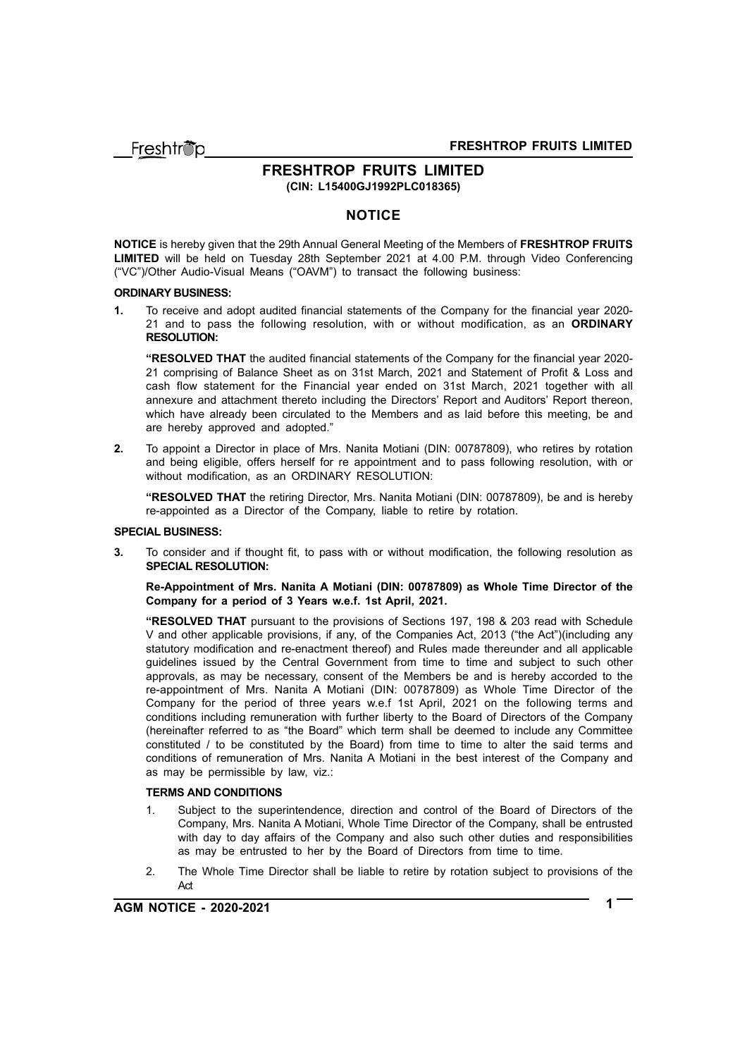# FRESHTROP FRUITS LIMITED

**(CIN: L15400GJ1992PLC018365)**

## NOTICE

**NOTICE** is hereby given that the 29th Annual General Meeting of the Members of **FRESHTROP FRUITS LIMITED** will be held on Tuesday 28th September 2021 at 4.00 P.M. through Video Conferencing ("VC")/Other Audio-Visual Means ("OAVM") to transact the following business:

**ORDINARY BUSINESS:**

**1.** To receive and adopt audited financial statements of the Company for the financial year 2020-21 and to pass the following resolution, with or without modification, as an **ORDINARY RESOLUTION:**

**"RESOLVED THAT** the audited financial statements of the Company for the financial year 2020-21 comprising of Balance Sheet as on 31st March, 2021 and Statement of Profit & Loss and cash flow statement for the Financial year ended on 31st March, 2021 together with all annexure and attachment thereto including the Directors' Report and Auditors' Report thereon, which have already been circulated to the Members and as laid before this meeting, be and are hereby approved and adopted."

**2.** To appoint a Director in place of Mrs. Nanita Motiani (DIN: 00787809), who retires by rotation and being eligible, offers herself for re appointment and to pass following resolution, with or without modification, as an ORDINARY RESOLUTION:

**"RESOLVED THAT** the retiring Director, Mrs. Nanita Motiani (DIN: 00787809), be and is hereby re-appointed as a Director of the Company, liable to retire by rotation.

**SPECIAL BUSINESS:**

**3.** To consider and if thought fit, to pass with or without modification, the following resolution as **SPECIAL RESOLUTION:**

**Re-Appointment of Mrs. Nanita A Motiani (DIN: 00787809) as Whole Time Director of the Company for a period of 3 Years w.e.f. 1st April, 2021.**

**"RESOLVED THAT** pursuant to the provisions of Sections 197, 198 & 203 read with Schedule V and other applicable provisions, if any, of the Companies Act, 2013 ("the Act")(including any statutory modification and re-enactment thereof) and Rules made thereunder and all applicable guidelines issued by the Central Government from time to time and subject to such other approvals, as may be necessary, consent of the Members be and is hereby accorded to the re-appointment of Mrs. Nanita A Motiani (DIN: 00787809) as Whole Time Director of the Company for the period of three years w.e.f 1st April, 2021 on the following terms and conditions including remuneration with further liberty to the Board of Directors of the Company (hereinafter referred to as "the Board" which term shall be deemed to include any Committee constituted / to be constituted by the Board) from time to time to alter the said terms and conditions of remuneration of Mrs. Nanita A Motiani in the best interest of the Company and as may be permissible by law, viz.:

**TERMS AND CONDITIONS**

1. Subject to the superintendence, direction and control of the Board of Directors of the Company, Mrs. Nanita A Motiani, Whole Time Director of the Company, shall be entrusted with day to day affairs of the Company and also such other duties and responsibilities as may be entrusted to her by the Board of Directors from time to time.

2. The Whole Time Director shall be liable to retire by rotation subject to provisions of the Act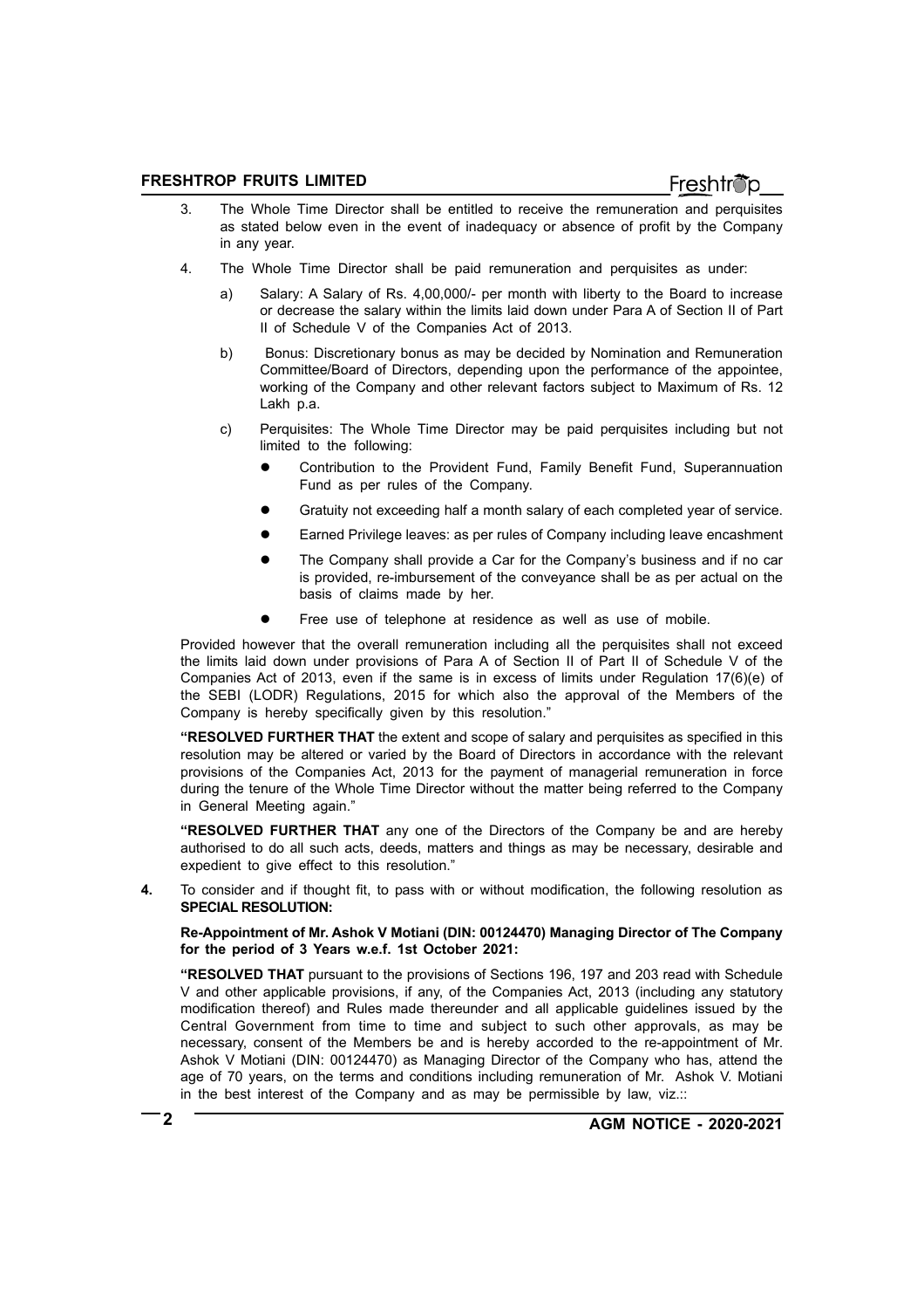3. The Whole Time Director shall be entitled to receive the remuneration and perquisites as stated below even in the event of inadequacy or absence of profit by the Company in any year.

4. The Whole Time Director shall be paid remuneration and perquisites as under:

   a) Salary: A Salary of Rs. 4,00,000/- per month with liberty to the Board to increase or decrease the salary within the limits laid down under Para A of Section II of Part II of Schedule V of the Companies Act of 2013.

   b) Bonus: Discretionary bonus as may be decided by Nomination and Remuneration Committee/Board of Directors, depending upon the performance of the appointee, working of the Company and other relevant factors subject to Maximum of Rs. 12 Lakh p.a.

   c) Perquisites: The Whole Time Director may be paid perquisites including but not limited to the following:

      - Contribution to the Provident Fund, Family Benefit Fund, Superannuation Fund as per rules of the Company.
      - Gratuity not exceeding half a month salary of each completed year of service.
      - Earned Privilege leaves: as per rules of Company including leave encashment
      - The Company shall provide a Car for the Company's business and if no car is provided, re-imbursement of the conveyance shall be as per actual on the basis of claims made by her.
      - Free use of telephone at residence as well as use of mobile.

Provided however that the overall remuneration including all the perquisites shall not exceed the limits laid down under provisions of Para A of Section II of Part II of Schedule V of the Companies Act of 2013, even if the same is in excess of limits under Regulation 17(6)(e) of the SEBI (LODR) Regulations, 2015 for which also the approval of the Members of the Company is hereby specifically given by this resolution."

**"RESOLVED FURTHER THAT** the extent and scope of salary and perquisites as specified in this resolution may be altered or varied by the Board of Directors in accordance with the relevant provisions of the Companies Act, 2013 for the payment of managerial remuneration in force during the tenure of the Whole Time Director without the matter being referred to the Company in General Meeting again."

**"RESOLVED FURTHER THAT** any one of the Directors of the Company be and are hereby authorised to do all such acts, deeds, matters and things as may be necessary, desirable and expedient to give effect to this resolution."

**4.** To consider and if thought fit, to pass with or without modification, the following resolution as **SPECIAL RESOLUTION:**

**Re-Appointment of Mr. Ashok V Motiani (DIN: 00124470) Managing Director of The Company for the period of 3 Years w.e.f. 1st October 2021:**

**"RESOLVED THAT** pursuant to the provisions of Sections 196, 197 and 203 read with Schedule V and other applicable provisions, if any, of the Companies Act, 2013 (including any statutory modification thereof) and Rules made thereunder and all applicable guidelines issued by the Central Government from time to time and subject to such other approvals, as may be necessary, consent of the Members be and is hereby accorded to the re-appointment of Mr. Ashok V Motiani (DIN: 00124470) as Managing Director of the Company who has, attend the age of 70 years, on the terms and conditions including remuneration of Mr. Ashok V. Motiani in the best interest of the Company and as may be permissible by law, viz.::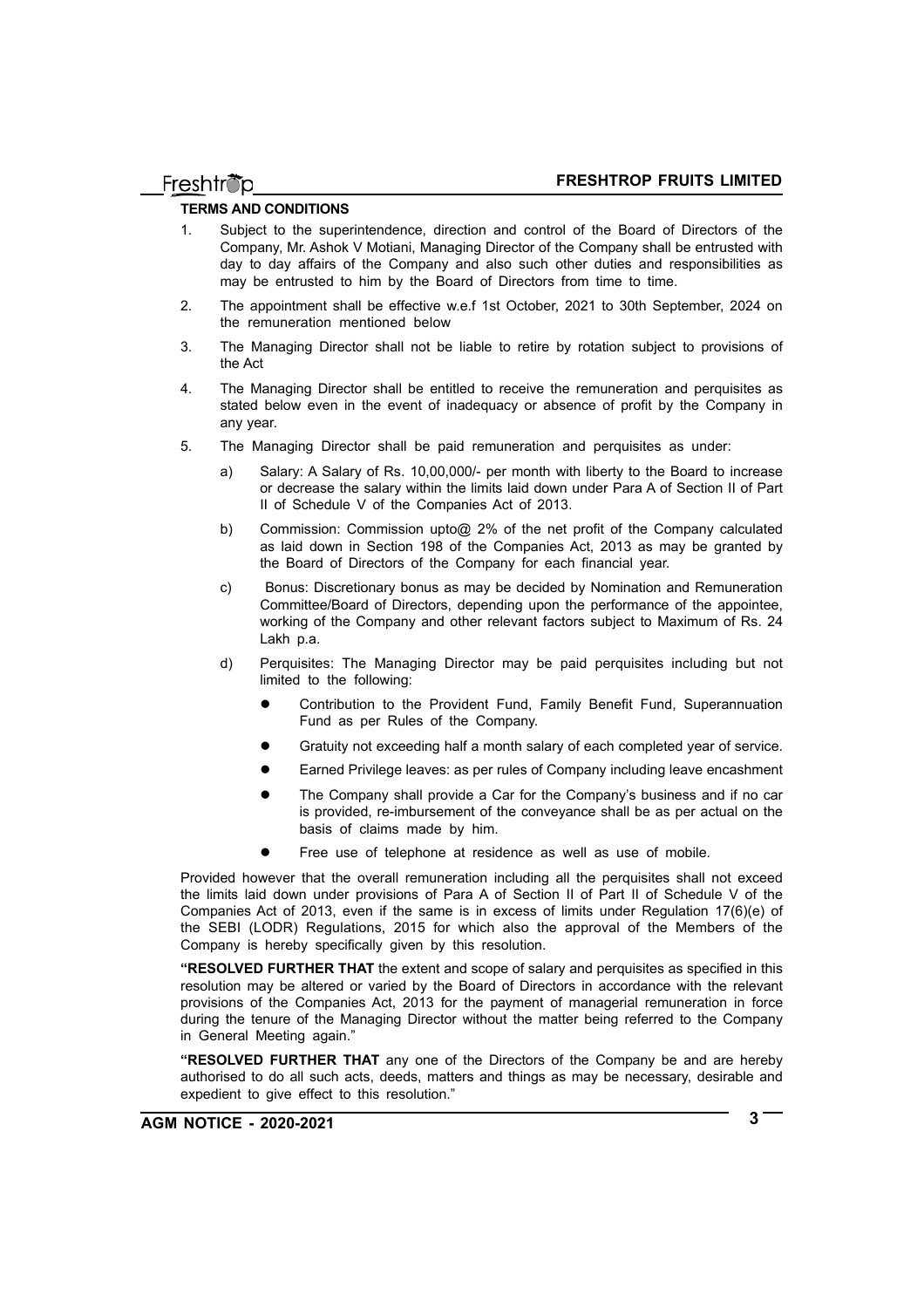**TERMS AND CONDITIONS**

1. Subject to the superintendence, direction and control of the Board of Directors of the Company, Mr. Ashok V Motiani, Managing Director of the Company shall be entrusted with day to day affairs of the Company and also such other duties and responsibilities as may be entrusted to him by the Board of Directors from time to time.

2. The appointment shall be effective w.e.f 1st October, 2021 to 30th September, 2024 on the remuneration mentioned below

3. The Managing Director shall not be liable to retire by rotation subject to provisions of the Act

4. The Managing Director shall be entitled to receive the remuneration and perquisites as stated below even in the event of inadequacy or absence of profit by the Company in any year.

5. The Managing Director shall be paid remuneration and perquisites as under:

   a) Salary: A Salary of Rs. 10,00,000/- per month with liberty to the Board to increase or decrease the salary within the limits laid down under Para A of Section II of Part II of Schedule V of the Companies Act of 2013.

   b) Commission: Commission upto@ 2% of the net profit of the Company calculated as laid down in Section 198 of the Companies Act, 2013 as may be granted by the Board of Directors of the Company for each financial year.

   c) Bonus: Discretionary bonus as may be decided by Nomination and Remuneration Committee/Board of Directors, depending upon the performance of the appointee, working of the Company and other relevant factors subject to Maximum of Rs. 24 Lakh p.a.

   d) Perquisites: The Managing Director may be paid perquisites including but not limited to the following:

      - Contribution to the Provident Fund, Family Benefit Fund, Superannuation Fund as per Rules of the Company.
      - Gratuity not exceeding half a month salary of each completed year of service.
      - Earned Privilege leaves: as per rules of Company including leave encashment
      - The Company shall provide a Car for the Company's business and if no car is provided, re-imbursement of the conveyance shall be as per actual on the basis of claims made by him.
      - Free use of telephone at residence as well as use of mobile.

Provided however that the overall remuneration including all the perquisites shall not exceed the limits laid down under provisions of Para A of Section II of Part II of Schedule V of the Companies Act of 2013, even if the same is in excess of limits under Regulation 17(6)(e) of the SEBI (LODR) Regulations, 2015 for which also the approval of the Members of the Company is hereby specifically given by this resolution.

**"RESOLVED FURTHER THAT** the extent and scope of salary and perquisites as specified in this resolution may be altered or varied by the Board of Directors in accordance with the relevant provisions of the Companies Act, 2013 for the payment of managerial remuneration in force during the tenure of the Managing Director without the matter being referred to the Company in General Meeting again."

**"RESOLVED FURTHER THAT** any one of the Directors of the Company be and are hereby authorised to do all such acts, deeds, matters and things as may be necessary, desirable and expedient to give effect to this resolution."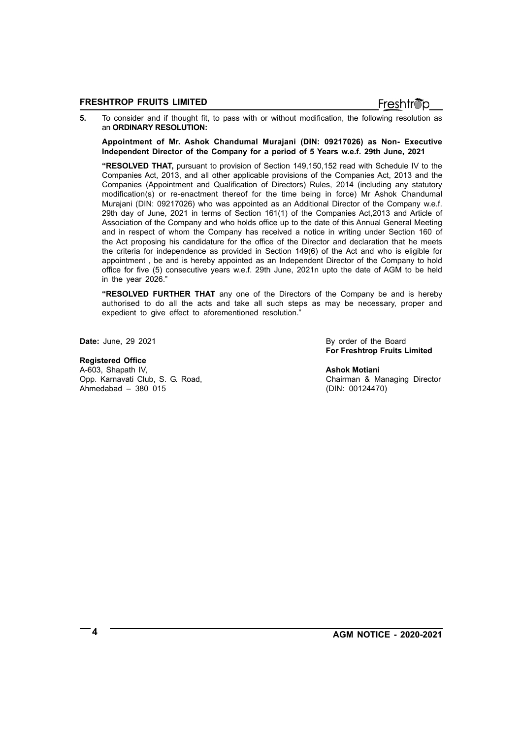**5.** To consider and if thought fit, to pass with or without modification, the following resolution as an **ORDINARY RESOLUTION:**

**Appointment of Mr. Ashok Chandumal Murajani (DIN: 09217026) as Non- Executive Independent Director of the Company for a period of 5 Years w.e.f. 29th June, 2021**

**"RESOLVED THAT,** pursuant to provision of Section 149,150,152 read with Schedule IV to the Companies Act, 2013, and all other applicable provisions of the Companies Act, 2013 and the Companies (Appointment and Qualification of Directors) Rules, 2014 (including any statutory modification(s) or re-enactment thereof for the time being in force) Mr Ashok Chandumal Murajani (DIN: 09217026) who was appointed as an Additional Director of the Company w.e.f. 29th day of June, 2021 in terms of Section 161(1) of the Companies Act,2013 and Article of Association of the Company and who holds office up to the date of this Annual General Meeting and in respect of whom the Company has received a notice in writing under Section 160 of the Act proposing his candidature for the office of the Director and declaration that he meets the criteria for independence as provided in Section 149(6) of the Act and who is eligible for appointment , be and is hereby appointed as an Independent Director of the Company to hold office for five (5) consecutive years w.e.f. 29th June, 2021n upto the date of AGM to be held in the year 2026."

**"RESOLVED FURTHER THAT** any one of the Directors of the Company be and is hereby authorised to do all the acts and take all such steps as may be necessary, proper and expedient to give effect to aforementioned resolution."

**Date:** June, 29 2021

**Registered Office**
A-603, Shapath IV,
Opp. Karnavati Club, S. G. Road,
Ahmedabad – 380 015

By order of the Board
**For Freshtrop Fruits Limited**

**Ashok Motiani**
Chairman & Managing Director
(DIN: 00124470)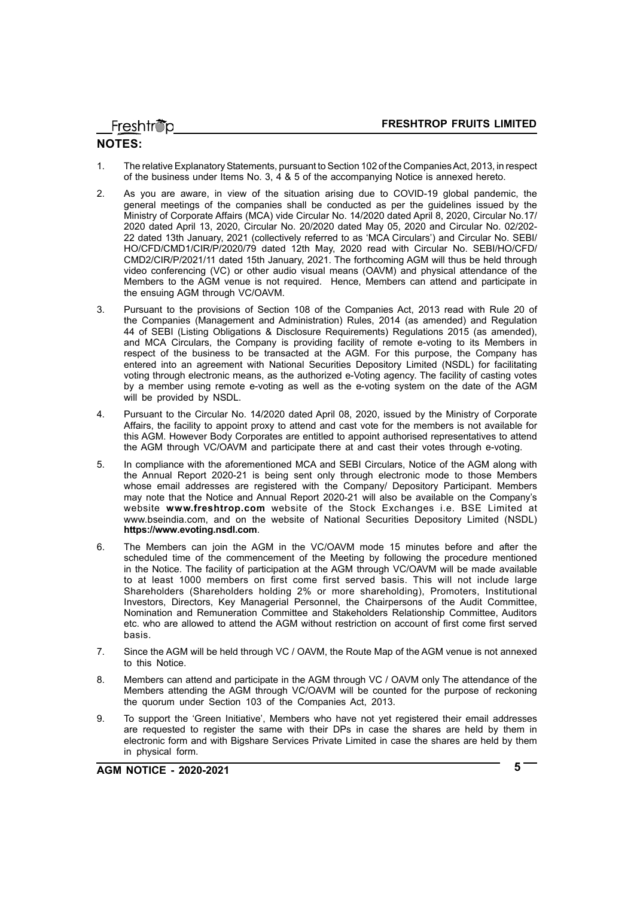## NOTES:

1. The relative Explanatory Statements, pursuant to Section 102 of the Companies Act, 2013, in respect of the business under Items No. 3, 4 & 5 of the accompanying Notice is annexed hereto.

2. As you are aware, in view of the situation arising due to COVID-19 global pandemic, the general meetings of the companies shall be conducted as per the guidelines issued by the Ministry of Corporate Affairs (MCA) vide Circular No. 14/2020 dated April 8, 2020, Circular No.17/ 2020 dated April 13, 2020, Circular No. 20/2020 dated May 05, 2020 and Circular No. 02/202-22 dated 13th January, 2021 (collectively referred to as 'MCA Circulars') and Circular No. SEBI/ HO/CFD/CMD1/CIR/P/2020/79 dated 12th May, 2020 read with Circular No. SEBI/HO/CFD/ CMD2/CIR/P/2021/11 dated 15th January, 2021. The forthcoming AGM will thus be held through video conferencing (VC) or other audio visual means (OAVM) and physical attendance of the Members to the AGM venue is not required. Hence, Members can attend and participate in the ensuing AGM through VC/OAVM.

3. Pursuant to the provisions of Section 108 of the Companies Act, 2013 read with Rule 20 of the Companies (Management and Administration) Rules, 2014 (as amended) and Regulation 44 of SEBI (Listing Obligations & Disclosure Requirements) Regulations 2015 (as amended), and MCA Circulars, the Company is providing facility of remote e-voting to its Members in respect of the business to be transacted at the AGM. For this purpose, the Company has entered into an agreement with National Securities Depository Limited (NSDL) for facilitating voting through electronic means, as the authorized e-Voting agency. The facility of casting votes by a member using remote e-voting as well as the e-voting system on the date of the AGM will be provided by NSDL.

4. Pursuant to the Circular No. 14/2020 dated April 08, 2020, issued by the Ministry of Corporate Affairs, the facility to appoint proxy to attend and cast vote for the members is not available for this AGM. However Body Corporates are entitled to appoint authorised representatives to attend the AGM through VC/OAVM and participate there at and cast their votes through e-voting.

5. In compliance with the aforementioned MCA and SEBI Circulars, Notice of the AGM along with the Annual Report 2020-21 is being sent only through electronic mode to those Members whose email addresses are registered with the Company/ Depository Participant. Members may note that the Notice and Annual Report 2020-21 will also be available on the Company's website **www.freshtrop.com** website of the Stock Exchanges i.e. BSE Limited at www.bseindia.com, and on the website of National Securities Depository Limited (NSDL) **https://www.evoting.nsdl.com**.

6. The Members can join the AGM in the VC/OAVM mode 15 minutes before and after the scheduled time of the commencement of the Meeting by following the procedure mentioned in the Notice. The facility of participation at the AGM through VC/OAVM will be made available to at least 1000 members on first come first served basis. This will not include large Shareholders (Shareholders holding 2% or more shareholding), Promoters, Institutional Investors, Directors, Key Managerial Personnel, the Chairpersons of the Audit Committee, Nomination and Remuneration Committee and Stakeholders Relationship Committee, Auditors etc. who are allowed to attend the AGM without restriction on account of first come first served basis.

7. Since the AGM will be held through VC / OAVM, the Route Map of the AGM venue is not annexed to this Notice.

8. Members can attend and participate in the AGM through VC / OAVM only The attendance of the Members attending the AGM through VC/OAVM will be counted for the purpose of reckoning the quorum under Section 103 of the Companies Act, 2013.

9. To support the 'Green Initiative', Members who have not yet registered their email addresses are requested to register the same with their DPs in case the shares are held by them in electronic form and with Bigshare Services Private Limited in case the shares are held by them in physical form.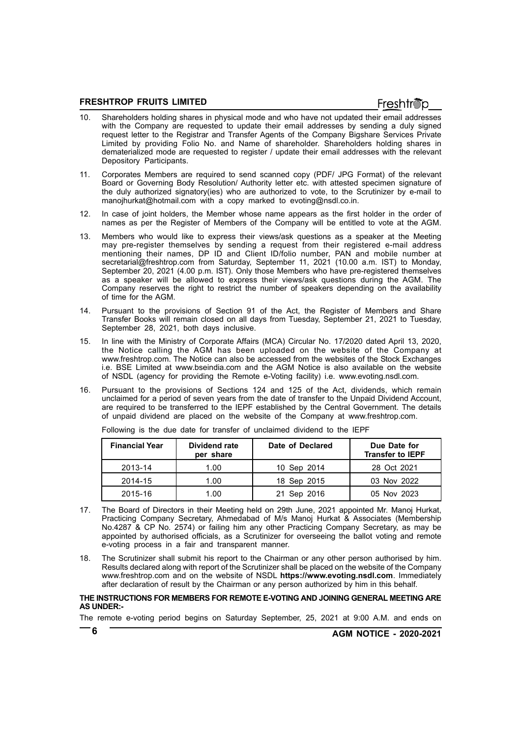10. Shareholders holding shares in physical mode and who have not updated their email addresses with the Company are requested to update their email addresses by sending a duly signed request letter to the Registrar and Transfer Agents of the Company Bigshare Services Private Limited by providing Folio No. and Name of shareholder. Shareholders holding shares in dematerialized mode are requested to register / update their email addresses with the relevant Depository Participants.

11. Corporates Members are required to send scanned copy (PDF/ JPG Format) of the relevant Board or Governing Body Resolution/ Authority letter etc. with attested specimen signature of the duly authorized signatory(ies) who are authorized to vote, to the Scrutinizer by e-mail to manojhurkat@hotmail.com with a copy marked to evoting@nsdl.co.in.

12. In case of joint holders, the Member whose name appears as the first holder in the order of names as per the Register of Members of the Company will be entitled to vote at the AGM.

13. Members who would like to express their views/ask questions as a speaker at the Meeting may pre-register themselves by sending a request from their registered e-mail address mentioning their names, DP ID and Client ID/folio number, PAN and mobile number at secretarial@freshtrop.com from Saturday, September 11, 2021 (10.00 a.m. IST) to Monday, September 20, 2021 (4.00 p.m. IST). Only those Members who have pre-registered themselves as a speaker will be allowed to express their views/ask questions during the AGM. The Company reserves the right to restrict the number of speakers depending on the availability of time for the AGM.

14. Pursuant to the provisions of Section 91 of the Act, the Register of Members and Share Transfer Books will remain closed on all days from Tuesday, September 21, 2021 to Tuesday, September 28, 2021, both days inclusive.

15. In line with the Ministry of Corporate Affairs (MCA) Circular No. 17/2020 dated April 13, 2020, the Notice calling the AGM has been uploaded on the website of the Company at www.freshtrop.com. The Notice can also be accessed from the websites of the Stock Exchanges i.e. BSE Limited at www.bseindia.com and the AGM Notice is also available on the website of NSDL (agency for providing the Remote e-Voting facility) i.e. www.evoting.nsdl.com.

16. Pursuant to the provisions of Sections 124 and 125 of the Act, dividends, which remain unclaimed for a period of seven years from the date of transfer to the Unpaid Dividend Account, are required to be transferred to the IEPF established by the Central Government. The details of unpaid dividend are placed on the website of the Company at www.freshtrop.com.

    Following is the due date for transfer of unclaimed dividend to the IEPF

| Financial Year | Dividend rate per share | Date of Declared | Due Date for Transfer to IEPF |
|---|---|---|---|
| 2013-14 | 1.00 | 10 Sep 2014 | 28 Oct 2021 |
| 2014-15 | 1.00 | 18 Sep 2015 | 03 Nov 2022 |
| 2015-16 | 1.00 | 21 Sep 2016 | 05 Nov 2023 |

17. The Board of Directors in their Meeting held on 29th June, 2021 appointed Mr. Manoj Hurkat, Practicing Company Secretary, Ahmedabad of M/s Manoj Hurkat & Associates (Membership No.4287 & CP No. 2574) or failing him any other Practicing Company Secretary, as may be appointed by authorised officials, as a Scrutinizer for overseeing the ballot voting and remote e-voting process in a fair and transparent manner.

18. The Scrutinizer shall submit his report to the Chairman or any other person authorised by him. Results declared along with report of the Scrutinizer shall be placed on the website of the Company www.freshtrop.com and on the website of NSDL **https://www.evoting.nsdl.com**. Immediately after declaration of result by the Chairman or any person authorized by him in this behalf.

**THE INSTRUCTIONS FOR MEMBERS FOR REMOTE E-VOTING AND JOINING GENERAL MEETING ARE AS UNDER:-**

The remote e-voting period begins on Saturday September, 25, 2021 at 9:00 A.M. and ends on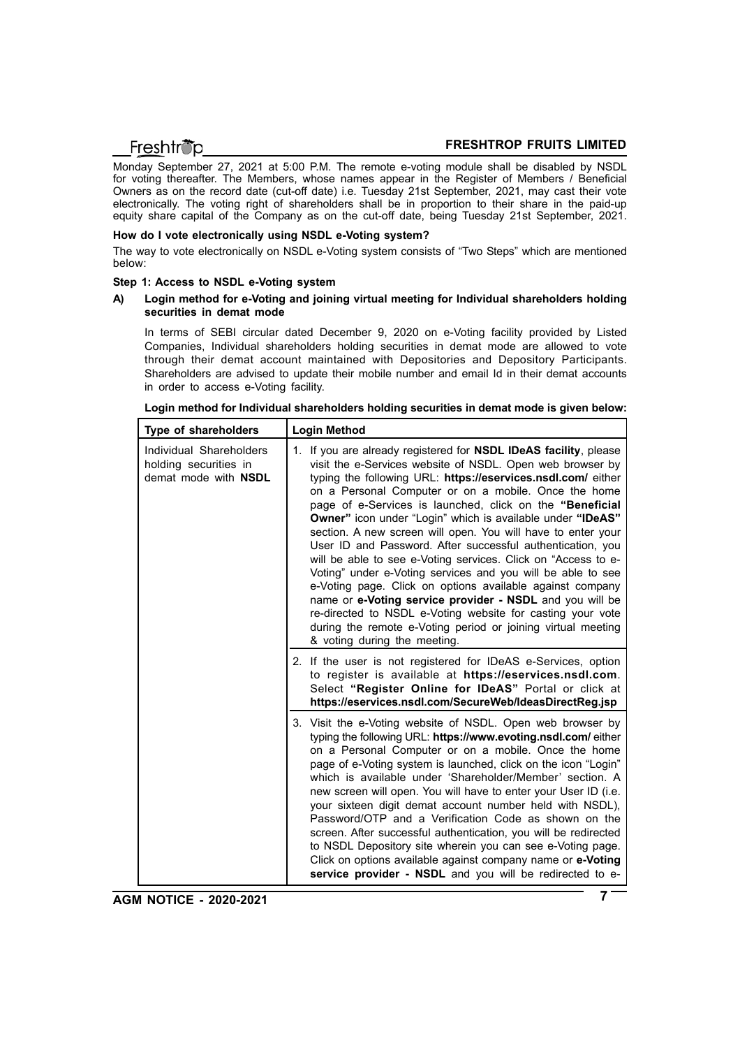Monday September 27, 2021 at 5:00 P.M. The remote e-voting module shall be disabled by NSDL for voting thereafter. The Members, whose names appear in the Register of Members / Beneficial Owners as on the record date (cut-off date) i.e. Tuesday 21st September, 2021, may cast their vote electronically. The voting right of shareholders shall be in proportion to their share in the paid-up equity share capital of the Company as on the cut-off date, being Tuesday 21st September, 2021.

**How do I vote electronically using NSDL e-Voting system?**

The way to vote electronically on NSDL e-Voting system consists of "Two Steps" which are mentioned below:

**Step 1: Access to NSDL e-Voting system**

**A) Login method for e-Voting and joining virtual meeting for Individual shareholders holding securities in demat mode**

In terms of SEBI circular dated December 9, 2020 on e-Voting facility provided by Listed Companies, Individual shareholders holding securities in demat mode are allowed to vote through their demat account maintained with Depositories and Depository Participants. Shareholders are advised to update their mobile number and email Id in their demat accounts in order to access e-Voting facility.

**Login method for Individual shareholders holding securities in demat mode is given below:**

| Type of shareholders | Login Method |
|---|---|
| Individual Shareholders holding securities in demat mode with **NSDL** | 1. If you are already registered for **NSDL IDeAS facility**, please visit the e-Services website of NSDL. Open web browser by typing the following URL: **https://eservices.nsdl.com/** either on a Personal Computer or on a mobile. Once the home page of e-Services is launched, click on the **"Beneficial Owner"** icon under "Login" which is available under **"IDeAS"** section. A new screen will open. You will have to enter your User ID and Password. After successful authentication, you will be able to see e-Voting services. Click on "Access to e-Voting" under e-Voting services and you will be able to see e-Voting page. Click on options available against company name or **e-Voting service provider - NSDL** and you will be re-directed to NSDL e-Voting website for casting your vote during the remote e-Voting period or joining virtual meeting & voting during the meeting. |
| | 2. If the user is not registered for IDeAS e-Services, option to register is available at **https://eservices.nsdl.com**. Select **"Register Online for IDeAS"** Portal or click at **https://eservices.nsdl.com/SecureWeb/IdeasDirectReg.jsp** |
| | 3. Visit the e-Voting website of NSDL. Open web browser by typing the following URL: **https://www.evoting.nsdl.com/** either on a Personal Computer or on a mobile. Once the home page of e-Voting system is launched, click on the icon "Login" which is available under 'Shareholder/Member' section. A new screen will open. You will have to enter your User ID (i.e. your sixteen digit demat account number held with NSDL), Password/OTP and a Verification Code as shown on the screen. After successful authentication, you will be redirected to NSDL Depository site wherein you can see e-Voting page. Click on options available against company name or **e-Voting service provider - NSDL** and you will be redirected to e- |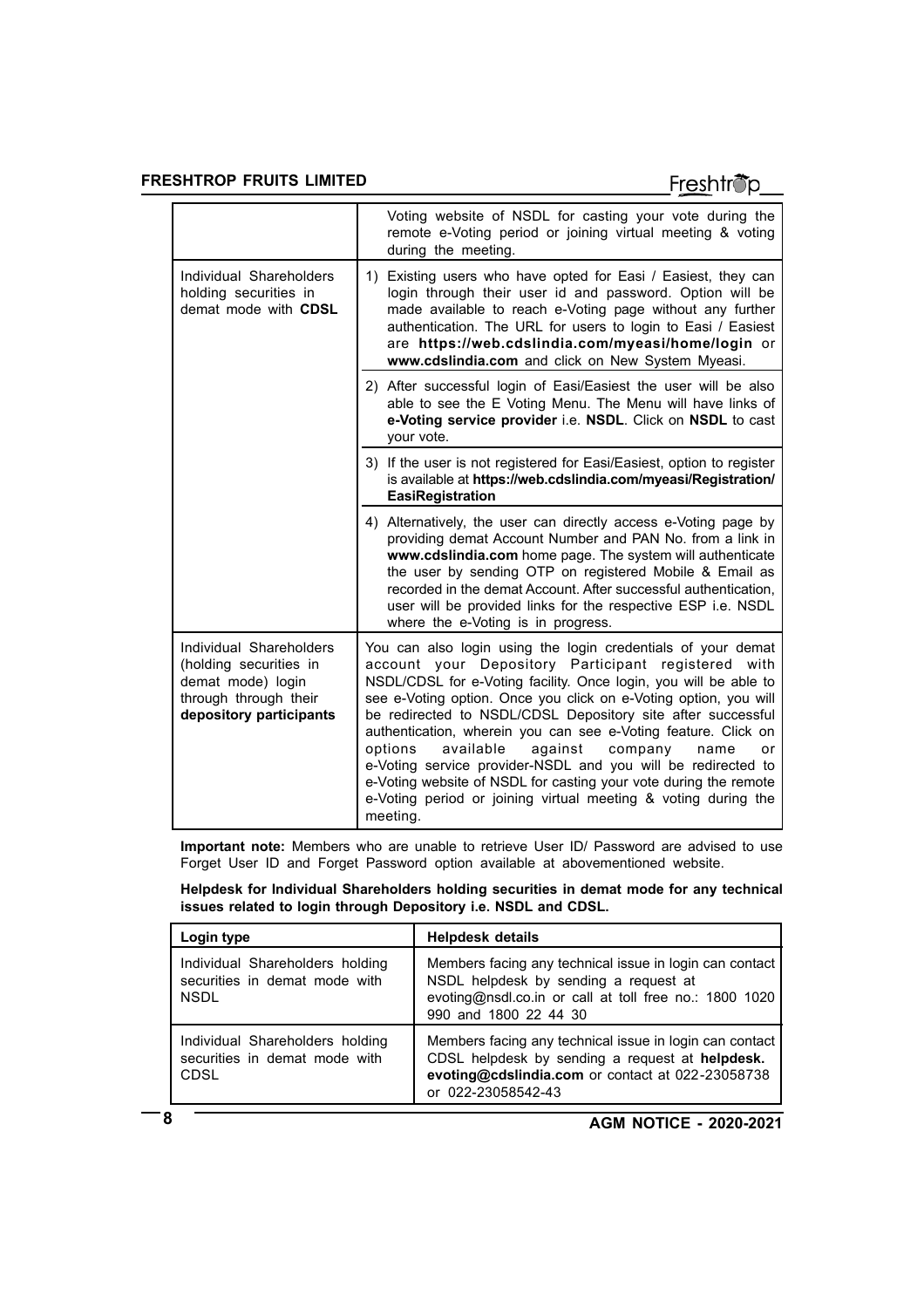| | |
|---|---|
| | Voting website of NSDL for casting your vote during the remote e-Voting period or joining virtual meeting & voting during the meeting. |
| Individual Shareholders holding securities in demat mode with **CDSL** | 1) Existing users who have opted for Easi / Easiest, they can login through their user id and password. Option will be made available to reach e-Voting page without any further authentication. The URL for users to login to Easi / Easiest are **https://web.cdslindia.com/myeasi/home/login** or **www.cdslindia.com** and click on New System Myeasi. |
| | 2) After successful login of Easi/Easiest the user will be also able to see the E Voting Menu. The Menu will have links of **e-Voting service provider** i.e. **NSDL**. Click on **NSDL** to cast your vote. |
| | 3) If the user is not registered for Easi/Easiest, option to register is available at **https://web.cdslindia.com/myeasi/Registration/EasiRegistration** |
| | 4) Alternatively, the user can directly access e-Voting page by providing demat Account Number and PAN No. from a link in **www.cdslindia.com** home page. The system will authenticate the user by sending OTP on registered Mobile & Email as recorded in the demat Account. After successful authentication, user will be provided links for the respective ESP i.e. NSDL where the e-Voting is in progress. |
| Individual Shareholders (holding securities in demat mode) login through through their **depository participants** | You can also login using the login credentials of your demat account your Depository Participant registered with NSDL/CDSL for e-Voting facility. Once login, you will be able to see e-Voting option. Once you click on e-Voting option, you will be redirected to NSDL/CDSL Depository site after successful authentication, wherein you can see e-Voting feature. Click on options available against company name or e-Voting service provider-NSDL and you will be redirected to e-Voting website of NSDL for casting your vote during the remote e-Voting period or joining virtual meeting & voting during the meeting. |

**Important note:** Members who are unable to retrieve User ID/ Password are advised to use Forget User ID and Forget Password option available at abovementioned website.

**Helpdesk for Individual Shareholders holding securities in demat mode for any technical issues related to login through Depository i.e. NSDL and CDSL.**

| Login type | Helpdesk details |
|---|---|
| Individual Shareholders holding securities in demat mode with NSDL | Members facing any technical issue in login can contact NSDL helpdesk by sending a request at evoting@nsdl.co.in or call at toll free no.: 1800 1020 990 and 1800 22 44 30 |
| Individual Shareholders holding securities in demat mode with CDSL | Members facing any technical issue in login can contact CDSL helpdesk by sending a request at **helpdesk. evoting@cdslindia.com** or contact at 022-23058738 or 022-23058542-43 |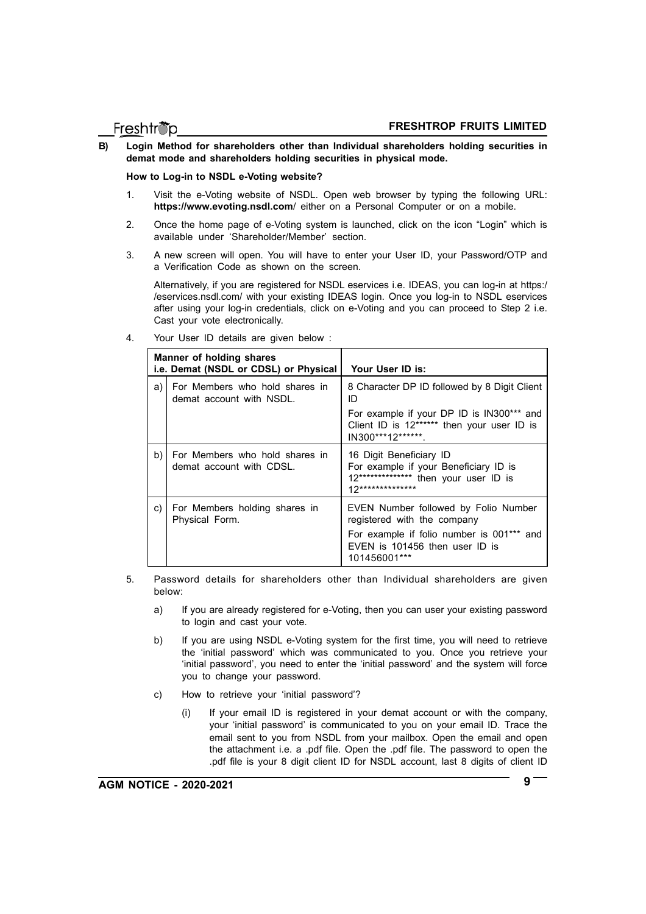**B) Login Method for shareholders other than Individual shareholders holding securities in demat mode and shareholders holding securities in physical mode.**

**How to Log-in to NSDL e-Voting website?**

1. Visit the e-Voting website of NSDL. Open web browser by typing the following URL: **https://www.evoting.nsdl.com**/ either on a Personal Computer or on a mobile.

2. Once the home page of e-Voting system is launched, click on the icon "Login" which is available under 'Shareholder/Member' section.

3. A new screen will open. You will have to enter your User ID, your Password/OTP and a Verification Code as shown on the screen.

   Alternatively, if you are registered for NSDL eservices i.e. IDEAS, you can log-in at https://eservices.nsdl.com/ with your existing IDEAS login. Once you log-in to NSDL eservices after using your log-in credentials, click on e-Voting and you can proceed to Step 2 i.e. Cast your vote electronically.

4. Your User ID details are given below :

| Manner of holding shares i.e. Demat (NSDL or CDSL) or Physical | | Your User ID is: |
|---|---|---|
| a) | For Members who hold shares in demat account with NSDL. | 8 Character DP ID followed by 8 Digit Client ID<br>For example if your DP ID is IN300*** and Client ID is 12****** then your user ID is IN300***12******. |
| b) | For Members who hold shares in demat account with CDSL. | 16 Digit Beneficiary ID<br>For example if your Beneficiary ID is 12************** then your user ID is 12************** |
| c) | For Members holding shares in Physical Form. | EVEN Number followed by Folio Number registered with the company<br>For example if folio number is 001*** and EVEN is 101456 then user ID is 101456001*** |

5. Password details for shareholders other than Individual shareholders are given below:

   a) If you are already registered for e-Voting, then you can user your existing password to login and cast your vote.

   b) If you are using NSDL e-Voting system for the first time, you will need to retrieve the 'initial password' which was communicated to you. Once you retrieve your 'initial password', you need to enter the 'initial password' and the system will force you to change your password.

   c) How to retrieve your 'initial password'?

      (i) If your email ID is registered in your demat account or with the company, your 'initial password' is communicated to you on your email ID. Trace the email sent to you from NSDL from your mailbox. Open the email and open the attachment i.e. a .pdf file. Open the .pdf file. The password to open the .pdf file is your 8 digit client ID for NSDL account, last 8 digits of client ID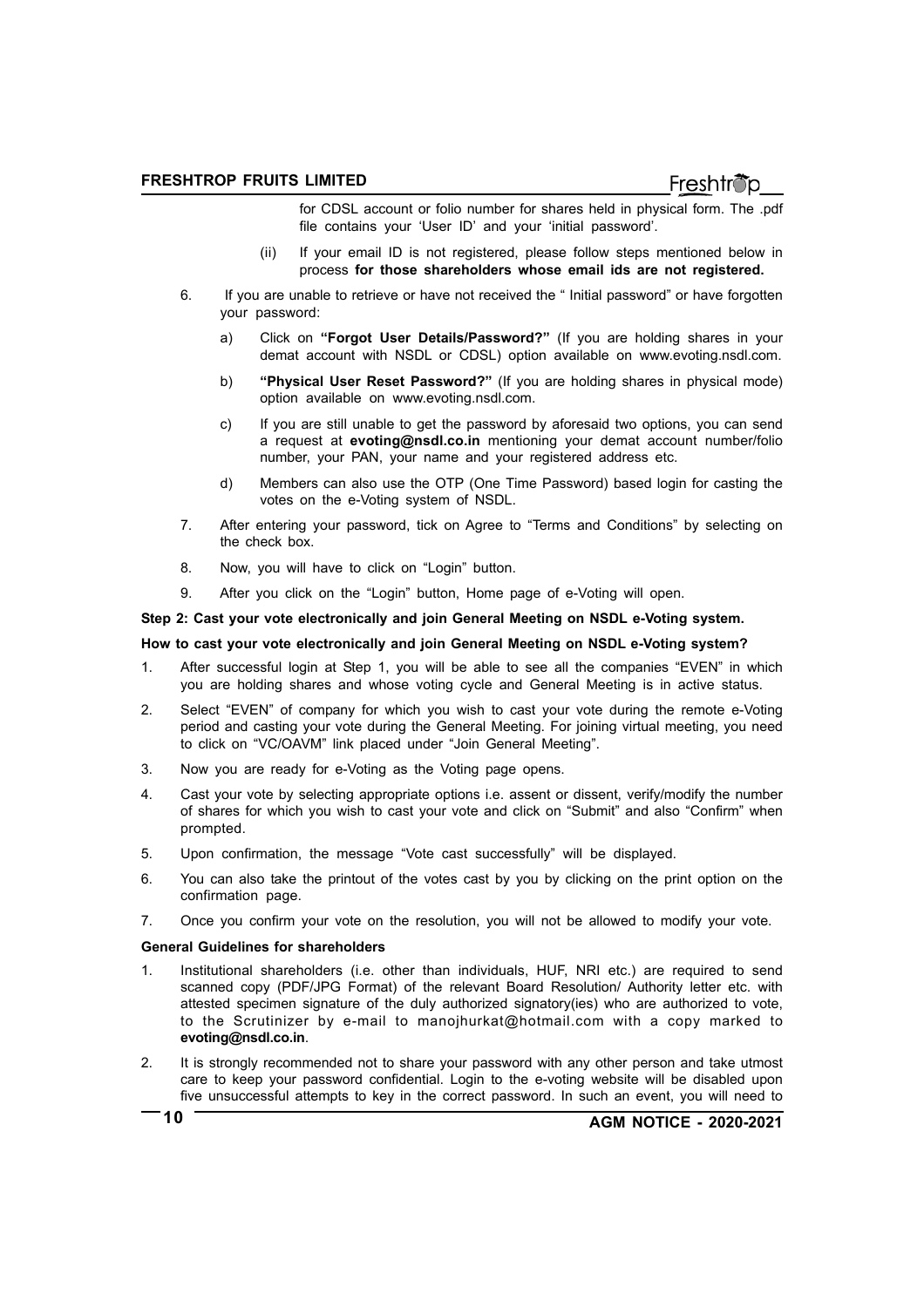for CDSL account or folio number for shares held in physical form. The .pdf file contains your 'User ID' and your 'initial password'.

(ii) If your email ID is not registered, please follow steps mentioned below in process **for those shareholders whose email ids are not registered.**

6. If you are unable to retrieve or have not received the " Initial password" or have forgotten your password:

   a) Click on **"Forgot User Details/Password?"** (If you are holding shares in your demat account with NSDL or CDSL) option available on www.evoting.nsdl.com.

   b) **"Physical User Reset Password?"** (If you are holding shares in physical mode) option available on www.evoting.nsdl.com.

   c) If you are still unable to get the password by aforesaid two options, you can send a request at **evoting@nsdl.co.in** mentioning your demat account number/folio number, your PAN, your name and your registered address etc.

   d) Members can also use the OTP (One Time Password) based login for casting the votes on the e-Voting system of NSDL.

7. After entering your password, tick on Agree to "Terms and Conditions" by selecting on the check box.

8. Now, you will have to click on "Login" button.

9. After you click on the "Login" button, Home page of e-Voting will open.

**Step 2: Cast your vote electronically and join General Meeting on NSDL e-Voting system.**

**How to cast your vote electronically and join General Meeting on NSDL e-Voting system?**

1. After successful login at Step 1, you will be able to see all the companies "EVEN" in which you are holding shares and whose voting cycle and General Meeting is in active status.

2. Select "EVEN" of company for which you wish to cast your vote during the remote e-Voting period and casting your vote during the General Meeting. For joining virtual meeting, you need to click on "VC/OAVM" link placed under "Join General Meeting".

3. Now you are ready for e-Voting as the Voting page opens.

4. Cast your vote by selecting appropriate options i.e. assent or dissent, verify/modify the number of shares for which you wish to cast your vote and click on "Submit" and also "Confirm" when prompted.

5. Upon confirmation, the message "Vote cast successfully" will be displayed.

6. You can also take the printout of the votes cast by you by clicking on the print option on the confirmation page.

7. Once you confirm your vote on the resolution, you will not be allowed to modify your vote.

**General Guidelines for shareholders**

1. Institutional shareholders (i.e. other than individuals, HUF, NRI etc.) are required to send scanned copy (PDF/JPG Format) of the relevant Board Resolution/ Authority letter etc. with attested specimen signature of the duly authorized signatory(ies) who are authorized to vote, to the Scrutinizer by e-mail to manojhurkat@hotmail.com with a copy marked to **evoting@nsdl.co.in**.

2. It is strongly recommended not to share your password with any other person and take utmost care to keep your password confidential. Login to the e-voting website will be disabled upon five unsuccessful attempts to key in the correct password. In such an event, you will need to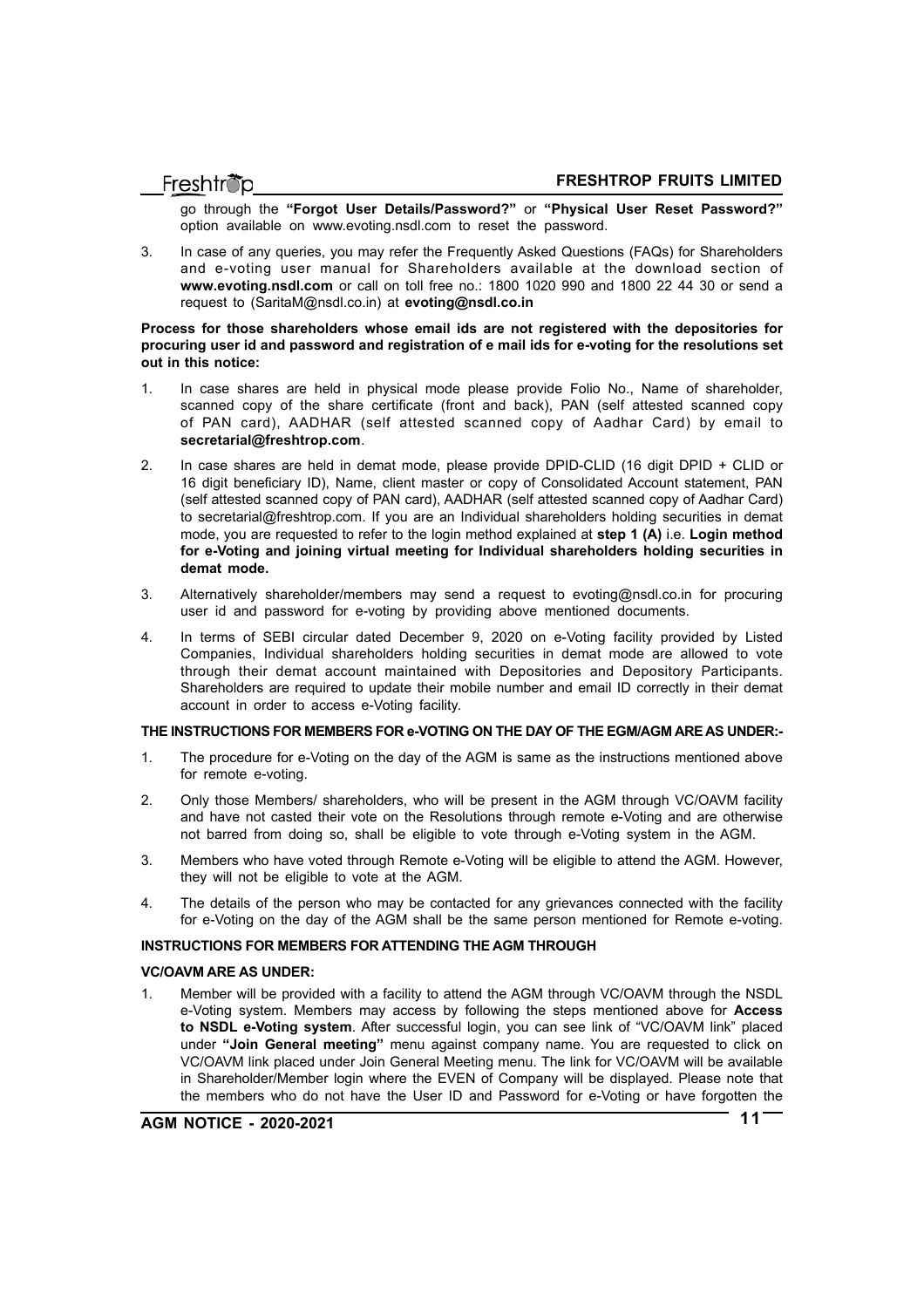go through the **"Forgot User Details/Password?"** or **"Physical User Reset Password?"** option available on www.evoting.nsdl.com to reset the password.

3. In case of any queries, you may refer the Frequently Asked Questions (FAQs) for Shareholders and e-voting user manual for Shareholders available at the download section of **www.evoting.nsdl.com** or call on toll free no.: 1800 1020 990 and 1800 22 44 30 or send a request to (SaritaM@nsdl.co.in) at **evoting@nsdl.co.in**

**Process for those shareholders whose email ids are not registered with the depositories for procuring user id and password and registration of e mail ids for e-voting for the resolutions set out in this notice:**

1. In case shares are held in physical mode please provide Folio No., Name of shareholder, scanned copy of the share certificate (front and back), PAN (self attested scanned copy of PAN card), AADHAR (self attested scanned copy of Aadhar Card) by email to **secretarial@freshtrop.com**.
2. In case shares are held in demat mode, please provide DPID-CLID (16 digit DPID + CLID or 16 digit beneficiary ID), Name, client master or copy of Consolidated Account statement, PAN (self attested scanned copy of PAN card), AADHAR (self attested scanned copy of Aadhar Card) to secretarial@freshtrop.com. If you are an Individual shareholders holding securities in demat mode, you are requested to refer to the login method explained at **step 1 (A)** i.e. **Login method for e-Voting and joining virtual meeting for Individual shareholders holding securities in demat mode.**
3. Alternatively shareholder/members may send a request to evoting@nsdl.co.in for procuring user id and password for e-voting by providing above mentioned documents.
4. In terms of SEBI circular dated December 9, 2020 on e-Voting facility provided by Listed Companies, Individual shareholders holding securities in demat mode are allowed to vote through their demat account maintained with Depositories and Depository Participants. Shareholders are required to update their mobile number and email ID correctly in their demat account in order to access e-Voting facility.

**THE INSTRUCTIONS FOR MEMBERS FOR e-VOTING ON THE DAY OF THE EGM/AGM ARE AS UNDER:-**

1. The procedure for e-Voting on the day of the AGM is same as the instructions mentioned above for remote e-voting.
2. Only those Members/ shareholders, who will be present in the AGM through VC/OAVM facility and have not casted their vote on the Resolutions through remote e-Voting and are otherwise not barred from doing so, shall be eligible to vote through e-Voting system in the AGM.
3. Members who have voted through Remote e-Voting will be eligible to attend the AGM. However, they will not be eligible to vote at the AGM.
4. The details of the person who may be contacted for any grievances connected with the facility for e-Voting on the day of the AGM shall be the same person mentioned for Remote e-voting.

**INSTRUCTIONS FOR MEMBERS FOR ATTENDING THE AGM THROUGH**

**VC/OAVM ARE AS UNDER:**

1. Member will be provided with a facility to attend the AGM through VC/OAVM through the NSDL e-Voting system. Members may access by following the steps mentioned above for **Access to NSDL e-Voting system**. After successful login, you can see link of "VC/OAVM link" placed under **"Join General meeting"** menu against company name. You are requested to click on VC/OAVM link placed under Join General Meeting menu. The link for VC/OAVM will be available in Shareholder/Member login where the EVEN of Company will be displayed. Please note that the members who do not have the User ID and Password for e-Voting or have forgotten the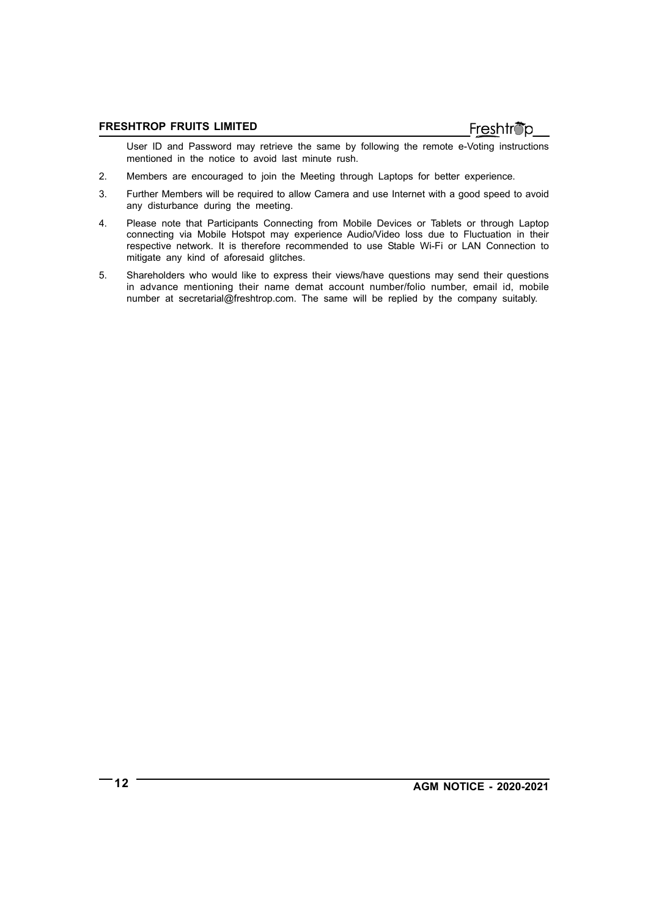User ID and Password may retrieve the same by following the remote e-Voting instructions mentioned in the notice to avoid last minute rush.

2. Members are encouraged to join the Meeting through Laptops for better experience.

3. Further Members will be required to allow Camera and use Internet with a good speed to avoid any disturbance during the meeting.

4. Please note that Participants Connecting from Mobile Devices or Tablets or through Laptop connecting via Mobile Hotspot may experience Audio/Video loss due to Fluctuation in their respective network. It is therefore recommended to use Stable Wi-Fi or LAN Connection to mitigate any kind of aforesaid glitches.

5. Shareholders who would like to express their views/have questions may send their questions in advance mentioning their name demat account number/folio number, email id, mobile number at secretarial@freshtrop.com. The same will be replied by the company suitably.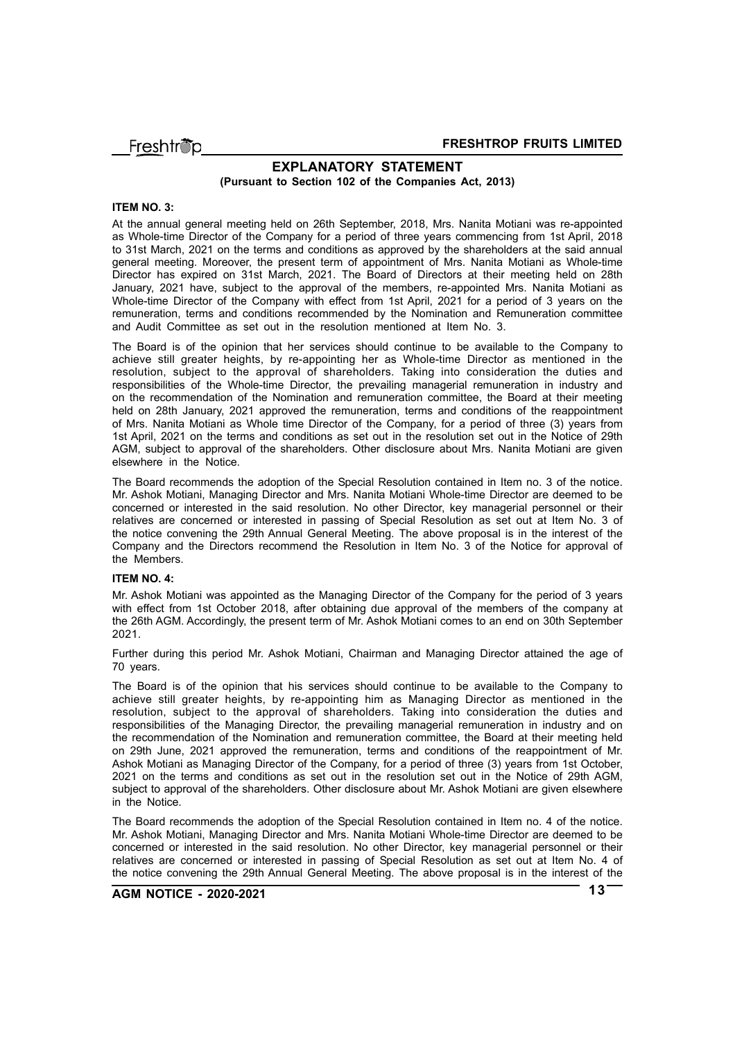# EXPLANATORY STATEMENT

**(Pursuant to Section 102 of the Companies Act, 2013)**

**ITEM NO. 3:**

At the annual general meeting held on 26th September, 2018, Mrs. Nanita Motiani was re-appointed as Whole-time Director of the Company for a period of three years commencing from 1st April, 2018 to 31st March, 2021 on the terms and conditions as approved by the shareholders at the said annual general meeting. Moreover, the present term of appointment of Mrs. Nanita Motiani as Whole-time Director has expired on 31st March, 2021. The Board of Directors at their meeting held on 28th January, 2021 have, subject to the approval of the members, re-appointed Mrs. Nanita Motiani as Whole-time Director of the Company with effect from 1st April, 2021 for a period of 3 years on the remuneration, terms and conditions recommended by the Nomination and Remuneration committee and Audit Committee as set out in the resolution mentioned at Item No. 3.

The Board is of the opinion that her services should continue to be available to the Company to achieve still greater heights, by re-appointing her as Whole-time Director as mentioned in the resolution, subject to the approval of shareholders. Taking into consideration the duties and responsibilities of the Whole-time Director, the prevailing managerial remuneration in industry and on the recommendation of the Nomination and remuneration committee, the Board at their meeting held on 28th January, 2021 approved the remuneration, terms and conditions of the reappointment of Mrs. Nanita Motiani as Whole time Director of the Company, for a period of three (3) years from 1st April, 2021 on the terms and conditions as set out in the resolution set out in the Notice of 29th AGM, subject to approval of the shareholders. Other disclosure about Mrs. Nanita Motiani are given elsewhere in the Notice.

The Board recommends the adoption of the Special Resolution contained in Item no. 3 of the notice. Mr. Ashok Motiani, Managing Director and Mrs. Nanita Motiani Whole-time Director are deemed to be concerned or interested in the said resolution. No other Director, key managerial personnel or their relatives are concerned or interested in passing of Special Resolution as set out at Item No. 3 of the notice convening the 29th Annual General Meeting. The above proposal is in the interest of the Company and the Directors recommend the Resolution in Item No. 3 of the Notice for approval of the Members.

**ITEM NO. 4:**

Mr. Ashok Motiani was appointed as the Managing Director of the Company for the period of 3 years with effect from 1st October 2018, after obtaining due approval of the members of the company at the 26th AGM. Accordingly, the present term of Mr. Ashok Motiani comes to an end on 30th September 2021.

Further during this period Mr. Ashok Motiani, Chairman and Managing Director attained the age of 70 years.

The Board is of the opinion that his services should continue to be available to the Company to achieve still greater heights, by re-appointing him as Managing Director as mentioned in the resolution, subject to the approval of shareholders. Taking into consideration the duties and responsibilities of the Managing Director, the prevailing managerial remuneration in industry and on the recommendation of the Nomination and remuneration committee, the Board at their meeting held on 29th June, 2021 approved the remuneration, terms and conditions of the reappointment of Mr. Ashok Motiani as Managing Director of the Company, for a period of three (3) years from 1st October, 2021 on the terms and conditions as set out in the resolution set out in the Notice of 29th AGM, subject to approval of the shareholders. Other disclosure about Mr. Ashok Motiani are given elsewhere in the Notice.

The Board recommends the adoption of the Special Resolution contained in Item no. 4 of the notice. Mr. Ashok Motiani, Managing Director and Mrs. Nanita Motiani Whole-time Director are deemed to be concerned or interested in the said resolution. No other Director, key managerial personnel or their relatives are concerned or interested in passing of Special Resolution as set out at Item No. 4 of the notice convening the 29th Annual General Meeting. The above proposal is in the interest of the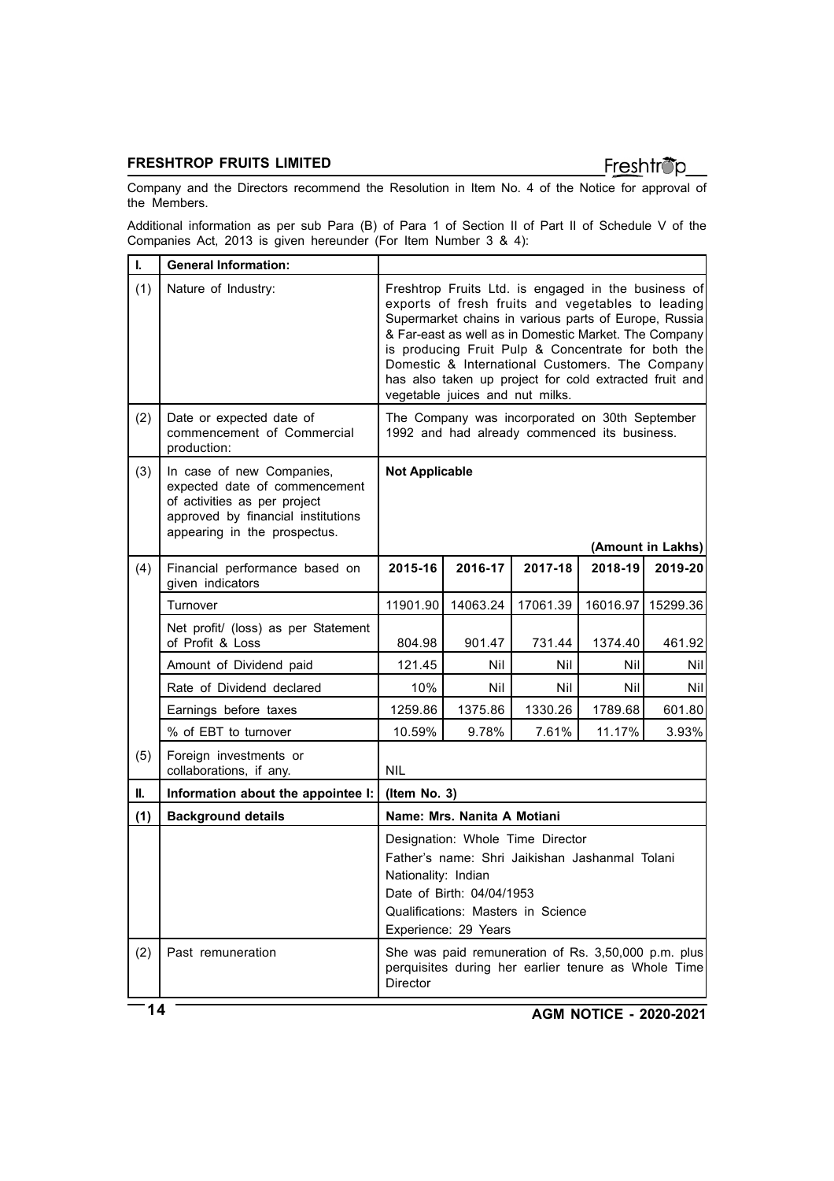Company and the Directors recommend the Resolution in Item No. 4 of the Notice for approval of the Members.

Additional information as per sub Para (B) of Para 1 of Section II of Part II of Schedule V of the Companies Act, 2013 is given hereunder (For Item Number 3 & 4):

| I. | General Information: | | | | | |
|---|---|---|---|---|---|---|
| (1) | Nature of Industry: | Freshtrop Fruits Ltd. is engaged in the business of exports of fresh fruits and vegetables to leading Supermarket chains in various parts of Europe, Russia & Far-east as well as in Domestic Market. The Company is producing Fruit Pulp & Concentrate for both the Domestic & International Customers. The Company has also taken up project for cold extracted fruit and vegetable juices and nut milks. | | | | |
| (2) | Date or expected date of commencement of Commercial production: | The Company was incorporated on 30th September 1992 and had already commenced its business. | | | | |
| (3) | In case of new Companies, expected date of commencement of activities as per project approved by financial institutions appearing in the prospectus. | **Not Applicable** | | | | **(Amount in Lakhs)** |
| (4) | Financial performance based on given indicators | **2015-16** | **2016-17** | **2017-18** | **2018-19** | **2019-20** |
| | Turnover | 11901.90 | 14063.24 | 17061.39 | 16016.97 | 15299.36 |
| | Net profit/ (loss) as per Statement of Profit & Loss | 804.98 | 901.47 | 731.44 | 1374.40 | 461.92 |
| | Amount of Dividend paid | 121.45 | Nil | Nil | Nil | Nil |
| | Rate of Dividend declared | 10% | Nil | Nil | Nil | Nil |
| | Earnings before taxes | 1259.86 | 1375.86 | 1330.26 | 1789.68 | 601.80 |
| | % of EBT to turnover | 10.59% | 9.78% | 7.61% | 11.17% | 3.93% |
| (5) | Foreign investments or collaborations, if any. | NIL | | | | |
| **II.** | **Information about the appointee I:** | **(Item No. 3)** | | | | |
| **(1)** | **Background details** | **Name: Mrs. Nanita A Motiani** | | | | |
| | | Designation: Whole Time Director<br>Father's name: Shri Jaikishan Jashanmal Tolani<br>Nationality: Indian<br>Date of Birth: 04/04/1953<br>Qualifications: Masters in Science<br>Experience: 29 Years | | | | |
| (2) | Past remuneration | She was paid remuneration of Rs. 3,50,000 p.m. plus perquisites during her earlier tenure as Whole Time Director | | | | |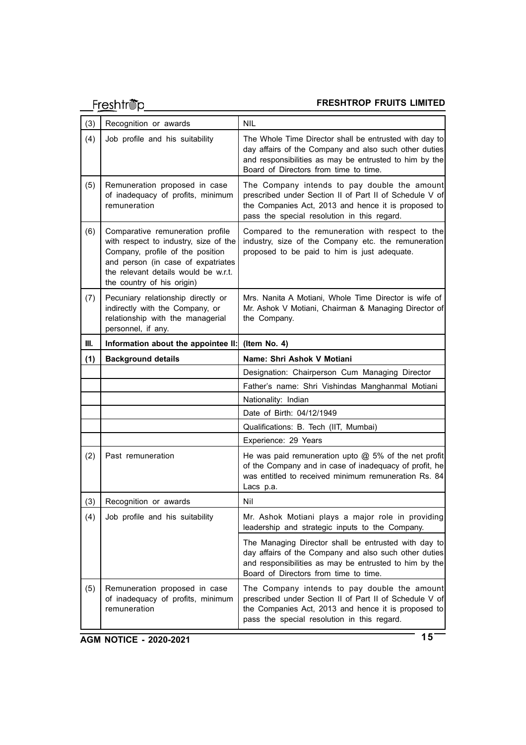| | | |
|---|---|---|
| (3) | Recognition or awards | NIL |
| (4) | Job profile and his suitability | The Whole Time Director shall be entrusted with day to day affairs of the Company and also such other duties and responsibilities as may be entrusted to him by the Board of Directors from time to time. |
| (5) | Remuneration proposed in case of inadequacy of profits, minimum remuneration | The Company intends to pay double the amount prescribed under Section II of Part II of Schedule V of the Companies Act, 2013 and hence it is proposed to pass the special resolution in this regard. |
| (6) | Comparative remuneration profile with respect to industry, size of the Company, profile of the position and person (in case of expatriates the relevant details would be w.r.t. the country of his origin) | Compared to the remuneration with respect to the industry, size of the Company etc. the remuneration proposed to be paid to him is just adequate. |
| (7) | Pecuniary relationship directly or indirectly with the Company, or relationship with the managerial personnel, if any. | Mrs. Nanita A Motiani, Whole Time Director is wife of Mr. Ashok V Motiani, Chairman & Managing Director of the Company. |
| **III.** | **Information about the appointee II:** | **(Item No. 4)** |
| **(1)** | **Background details** | **Name: Shri Ashok V Motiani** |
| | | Designation: Chairperson Cum Managing Director |
| | | Father's name: Shri Vishindas Manghanmal Motiani |
| | | Nationality: Indian |
| | | Date of Birth: 04/12/1949 |
| | | Qualifications: B. Tech (IIT, Mumbai) |
| | | Experience: 29 Years |
| (2) | Past remuneration | He was paid remuneration upto @ 5% of the net profit of the Company and in case of inadequacy of profit, he was entitled to received minimum remuneration Rs. 84 Lacs p.a. |
| (3) | Recognition or awards | Nil |
| (4) | Job profile and his suitability | Mr. Ashok Motiani plays a major role in providing leadership and strategic inputs to the Company. |
| | | The Managing Director shall be entrusted with day to day affairs of the Company and also such other duties and responsibilities as may be entrusted to him by the Board of Directors from time to time. |
| (5) | Remuneration proposed in case of inadequacy of profits, minimum remuneration | The Company intends to pay double the amount prescribed under Section II of Part II of Schedule V of the Companies Act, 2013 and hence it is proposed to pass the special resolution in this regard. |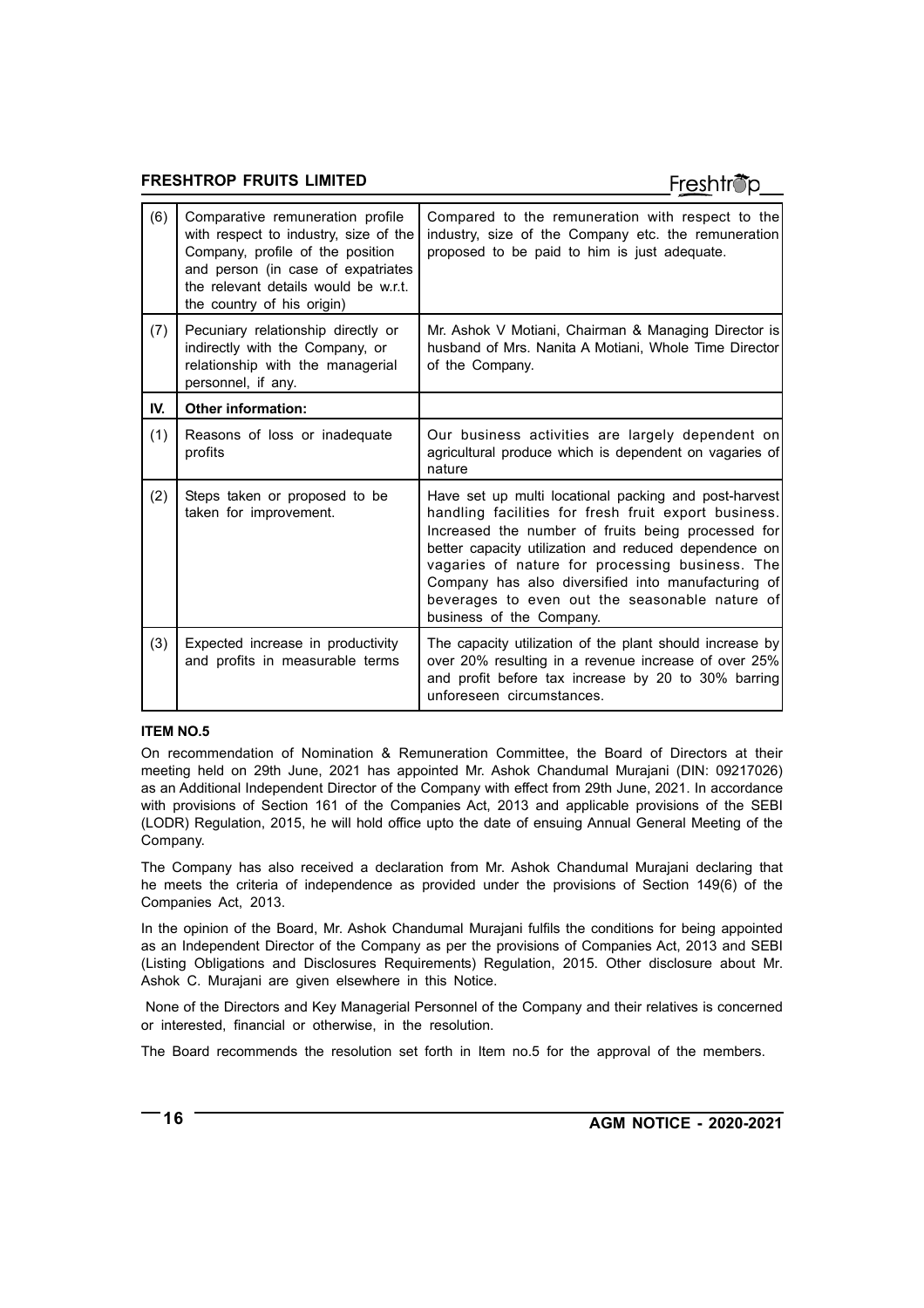| | | |
|---|---|---|
| (6) | Comparative remuneration profile with respect to industry, size of the Company, profile of the position and person (in case of expatriates the relevant details would be w.r.t. the country of his origin) | Compared to the remuneration with respect to the industry, size of the Company etc. the remuneration proposed to be paid to him is just adequate. |
| (7) | Pecuniary relationship directly or indirectly with the Company, or relationship with the managerial personnel, if any. | Mr. Ashok V Motiani, Chairman & Managing Director is husband of Mrs. Nanita A Motiani, Whole Time Director of the Company. |
| **IV.** | **Other information:** | |
| (1) | Reasons of loss or inadequate profits | Our business activities are largely dependent on agricultural produce which is dependent on vagaries of nature |
| (2) | Steps taken or proposed to be taken for improvement. | Have set up multi locational packing and post-harvest handling facilities for fresh fruit export business. Increased the number of fruits being processed for better capacity utilization and reduced dependence on vagaries of nature for processing business. The Company has also diversified into manufacturing of beverages to even out the seasonable nature of business of the Company. |
| (3) | Expected increase in productivity and profits in measurable terms | The capacity utilization of the plant should increase by over 20% resulting in a revenue increase of over 25% and profit before tax increase by 20 to 30% barring unforeseen circumstances. |

**ITEM NO.5**

On recommendation of Nomination & Remuneration Committee, the Board of Directors at their meeting held on 29th June, 2021 has appointed Mr. Ashok Chandumal Murajani (DIN: 09217026) as an Additional Independent Director of the Company with effect from 29th June, 2021. In accordance with provisions of Section 161 of the Companies Act, 2013 and applicable provisions of the SEBI (LODR) Regulation, 2015, he will hold office upto the date of ensuing Annual General Meeting of the Company.

The Company has also received a declaration from Mr. Ashok Chandumal Murajani declaring that he meets the criteria of independence as provided under the provisions of Section 149(6) of the Companies Act, 2013.

In the opinion of the Board, Mr. Ashok Chandumal Murajani fulfils the conditions for being appointed as an Independent Director of the Company as per the provisions of Companies Act, 2013 and SEBI (Listing Obligations and Disclosures Requirements) Regulation, 2015. Other disclosure about Mr. Ashok C. Murajani are given elsewhere in this Notice.

None of the Directors and Key Managerial Personnel of the Company and their relatives is concerned or interested, financial or otherwise, in the resolution.

The Board recommends the resolution set forth in Item no.5 for the approval of the members.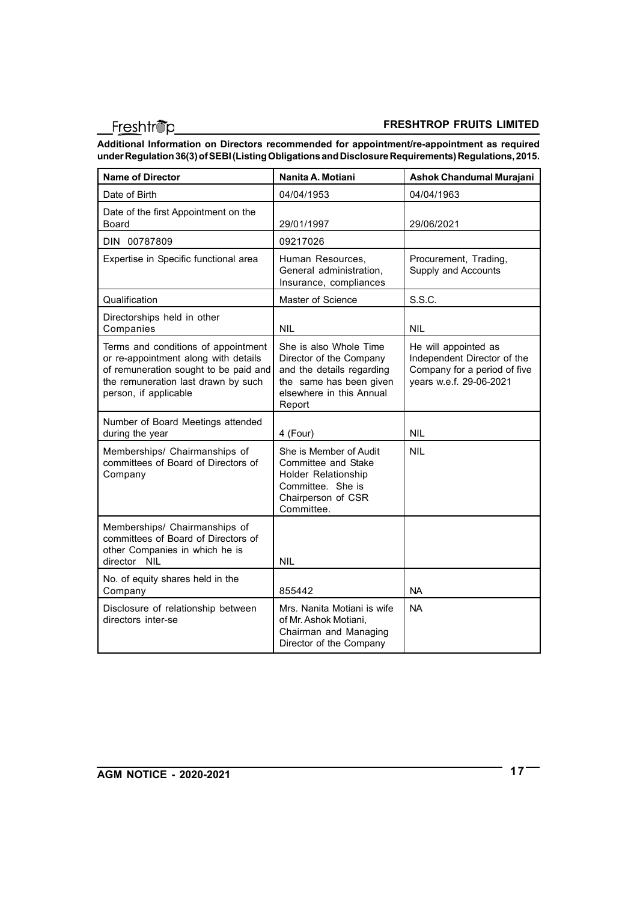**Additional Information on Directors recommended for appointment/re-appointment as required under Regulation 36(3) of SEBI (Listing Obligations and Disclosure Requirements) Regulations, 2015.**

| Name of Director | Nanita A. Motiani | Ashok Chandumal Murajani |
|---|---|---|
| Date of Birth | 04/04/1953 | 04/04/1963 |
| Date of the first Appointment on the Board | 29/01/1997 | 29/06/2021 |
| DIN 00787809 | 09217026 | |
| Expertise in Specific functional area | Human Resources, General administration, Insurance, compliances | Procurement, Trading, Supply and Accounts |
| Qualification | Master of Science | S.S.C. |
| Directorships held in other Companies | NIL | NIL |
| Terms and conditions of appointment or re-appointment along with details of remuneration sought to be paid and the remuneration last drawn by such person, if applicable | She is also Whole Time Director of the Company and the details regarding the same has been given elsewhere in this Annual Report | He will appointed as Independent Director of the Company for a period of five years w.e.f. 29-06-2021 |
| Number of Board Meetings attended during the year | 4 (Four) | NIL |
| Memberships/ Chairmanships of committees of Board of Directors of Company | She is Member of Audit Committee and Stake Holder Relationship Committee. She is Chairperson of CSR Committee. | NIL |
| Memberships/ Chairmanships of committees of Board of Directors of other Companies in which he is director NIL | NIL | |
| No. of equity shares held in the Company | 855442 | NA |
| Disclosure of relationship between directors inter-se | Mrs. Nanita Motiani is wife of Mr. Ashok Motiani, Chairman and Managing Director of the Company | NA |